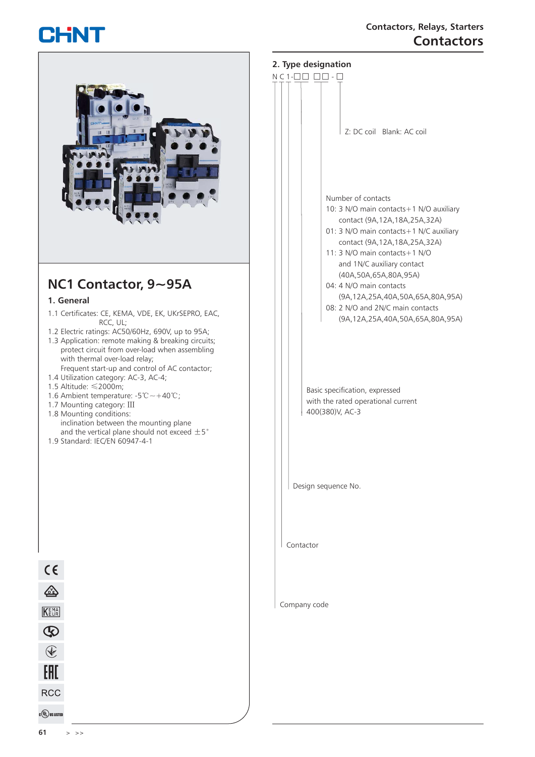# NC1 Contactor, 9~95A

## 1. General

1.1 Certificates: CE, KEMA, VDE, EK, UKrSEPRO, EAC, RCC, UL;
1.2 Electric ratings: AC50/60Hz, 690V, up to 95A;
1.3 Application: remote making & breaking circuits; protect circuit from over-load when assembling with thermal over-load relay;
Frequent start-up and control of AC contactor;
1.4 Utilization category: AC-3, AC-4;
1.5 Altitude: ≤2000m;
1.6 Ambient temperature: -5℃～+40℃;
1.7 Mounting category: III
1.8 Mounting conditions:
inclination between the mounting plane and the vertical plane should not exceed ±5°
1.9 Standard: IEC/EN 60947-4-1

CE

VDE

KEMA EUR

EAC

RCC

c UL US LISTED

## 2. Type designation

N C 1-□□ □□-□

- N: Company code
- C: Contactor
- 1: Design sequence No.
- □□: Basic specification, expressed with the rated operational current 400(380)V, AC-3
- □□: Number of contacts
  - 10: 3 N/O main contacts+1 N/O auxiliary contact (9A,12A,18A,25A,32A)
  - 01: 3 N/O main contacts+1 N/C auxiliary contact (9A,12A,18A,25A,32A)
  - 11: 3 N/O main contacts+1 N/O and 1N/C auxiliary contact (40A,50A,65A,80A,95A)
  - 04: 4 N/O main contacts (9A,12A,25A,40A,50A,65A,80A,95A)
  - 08: 2 N/O and 2N/C main contacts (9A,12A,25A,40A,50A,65A,80A,95A)
- □: Z: DC coil Blank: AC coil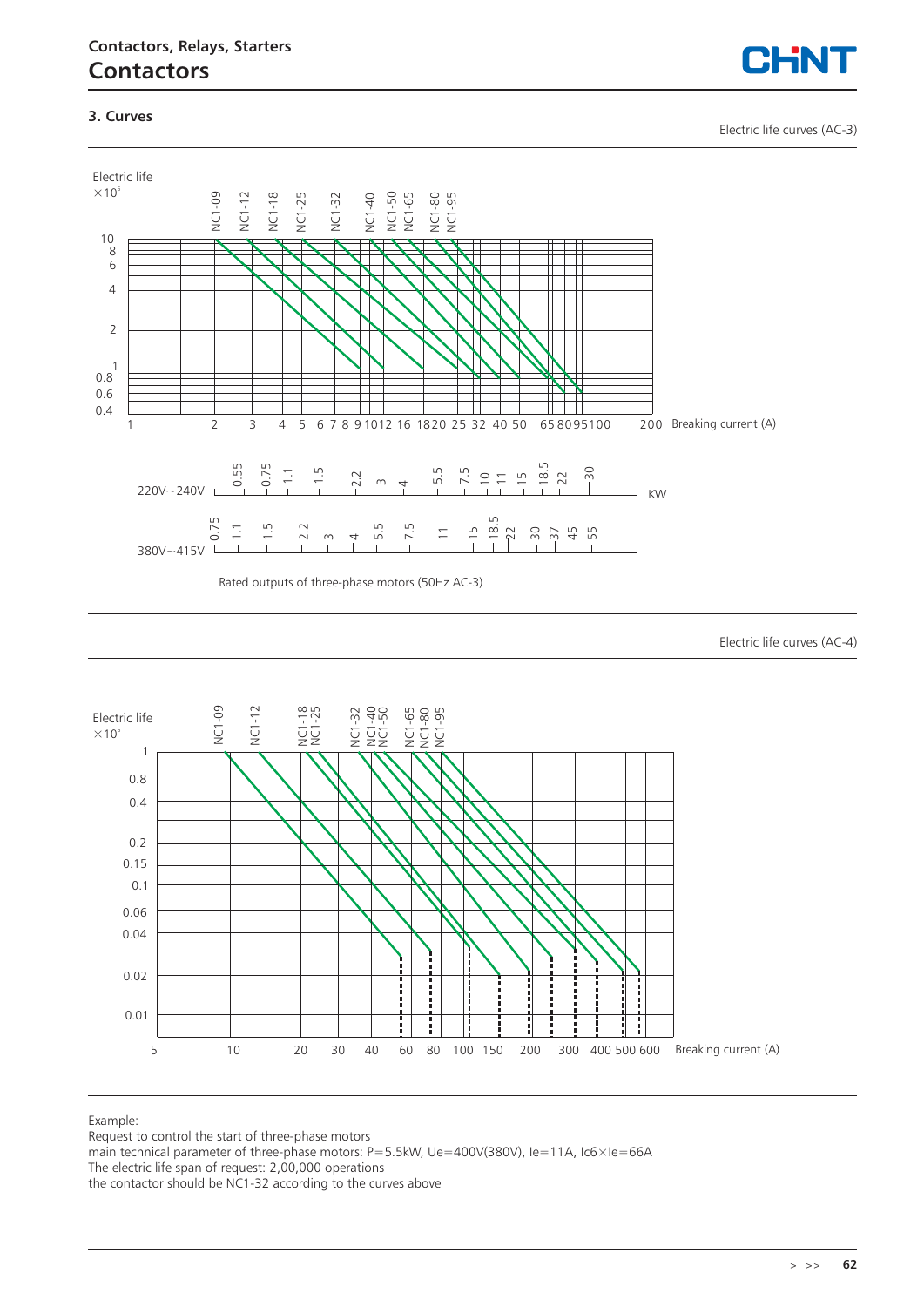## 3. Curves

Electric life curves (AC-3)

Electric life $\times 10^6$

NC1-09 NC1-12 NC1-18 NC1-25 NC1-32 NC1-40 NC1-50 NC1-65 NC1-80 NC1-95

10, 8, 6, 4, 2, 1, 0.8, 0.6, 0.4

1 2 3 4 5 6 7 8 9 10 12 16 18 20 25 32 40 50 65 80 95 100 200 Breaking current (A)

220V~240V: 0.55 0.75 1.1 1.5 2.2 3 4 5.5 7.5 10 11 15 18.5 22 30 KW

380V~415V: 0.75 1.1 1.5 2.2 3 4 5.5 7.5 11 15 18.5 22 30 37 45 55

Rated outputs of three-phase motors (50Hz AC-3)

Electric life curves (AC-4)

Electric life $\times 10^6$

NC1-09 NC1-12 NC1-18 NC1-25 NC1-32 NC1-40 NC1-50 NC1-65 NC1-80 NC1-95

1, 0.8, 0.4, 0.2, 0.15, 0.1, 0.06, 0.04, 0.02, 0.01

5 10 20 30 40 60 80 100 150 200 300 400 500 600 Breaking current (A)

Example:
Request to control the start of three-phase motors
main technical parameter of three-phase motors: P=5.5kW, Ue=400V(380V), Ie=11A, Ic6×Ie=66A
The electric life span of request: 2,00,000 operations
the contactor should be NC1-32 according to the curves above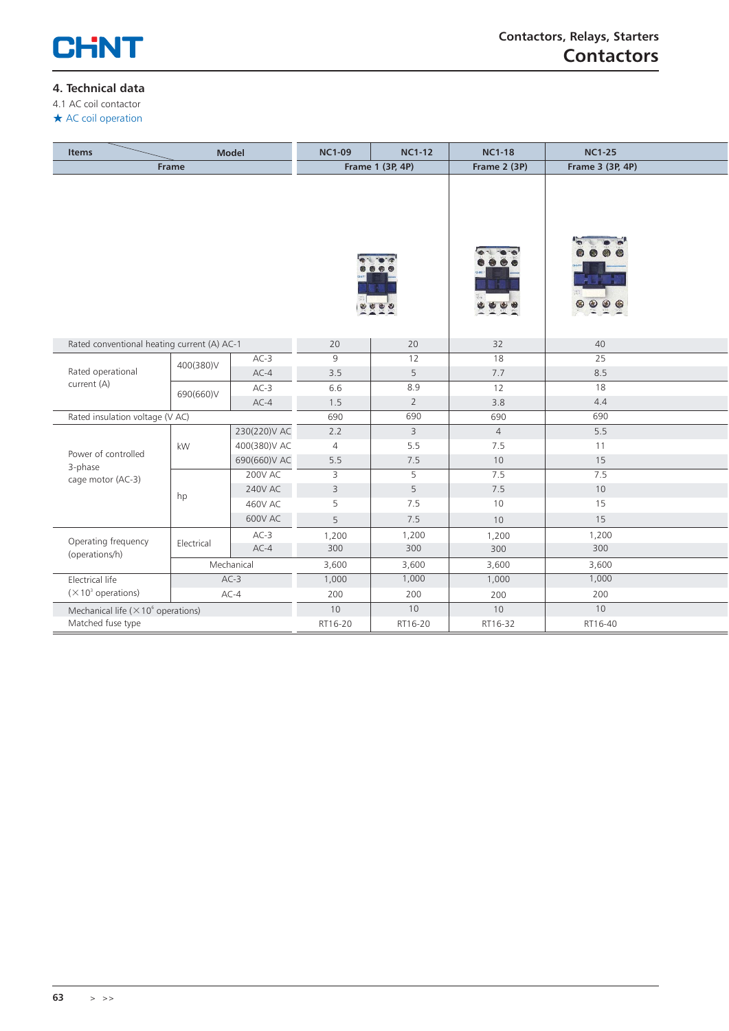## 4. Technical data

4.1 AC coil contactor

★ AC coil operation

| Items / Model | | | NC1-09 | NC1-12 | NC1-18 | NC1-25 |
|---|---|---|---|---|---|---|
| Frame | | | Frame 1 (3P, 4P) | | Frame 2 (3P) | Frame 3 (3P, 4P) |
| Rated conventional heating current (A) AC-1 | | | 20 | 20 | 32 | 40 |
| Rated operational current (A) | 400(380)V | AC-3 | 9 | 12 | 18 | 25 |
| | | AC-4 | 3.5 | 5 | 7.7 | 8.5 |
| | 690(660)V | AC-3 | 6.6 | 8.9 | 12 | 18 |
| | | AC-4 | 1.5 | 2 | 3.8 | 4.4 |
| Rated insulation voltage (V AC) | | | 690 | 690 | 690 | 690 |
| Power of controlled 3-phase cage motor (AC-3) | kW | 230(220)V AC | 2.2 | 3 | 4 | 5.5 |
| | | 400(380)V AC | 4 | 5.5 | 7.5 | 11 |
| | | 690(660)V AC | 5.5 | 7.5 | 10 | 15 |
| | hp | 200V AC | 3 | 5 | 7.5 | 7.5 |
| | | 240V AC | 3 | 5 | 7.5 | 10 |
| | | 460V AC | 5 | 7.5 | 10 | 15 |
| | | 600V AC | 5 | 7.5 | 10 | 15 |
| Operating frequency (operations/h) | Electrical | AC-3 | 1,200 | 1,200 | 1,200 | 1,200 |
| | | AC-4 | 300 | 300 | 300 | 300 |
| | Mechanical | | 3,600 | 3,600 | 3,600 | 3,600 |
| Electrical life ($\times 10^3$ operations) | AC-3 | | 1,000 | 1,000 | 1,000 | 1,000 |
| | AC-4 | | 200 | 200 | 200 | 200 |
| Mechanical life ($\times 10^6$ operations) | | | 10 | 10 | 10 | 10 |
| Matched fuse type | | | RT16-20 | RT16-20 | RT16-32 | RT16-40 |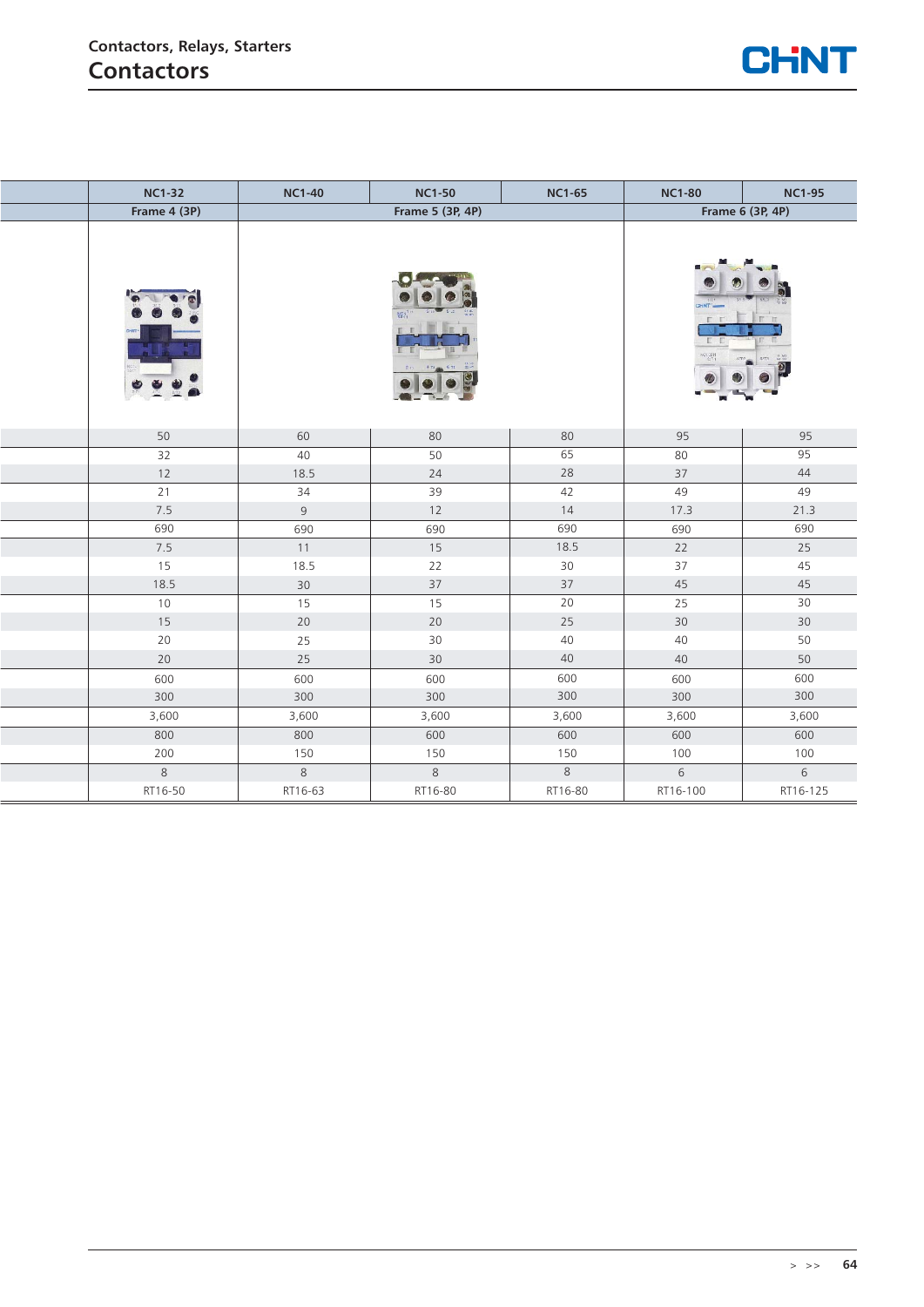## Contactors

| | NC1-32 | NC1-40 | NC1-50 | NC1-65 | NC1-80 | NC1-95 |
|---|---|---|---|---|---|---|
| | Frame 4 (3P) | Frame 5 (3P, 4P) | | | Frame 6 (3P, 4P) | |
| | 50 | 60 | 80 | 80 | 95 | 95 |
| | 32 | 40 | 50 | 65 | 80 | 95 |
| | 12 | 18.5 | 24 | 28 | 37 | 44 |
| | 21 | 34 | 39 | 42 | 49 | 49 |
| | 7.5 | 9 | 12 | 14 | 17.3 | 21.3 |
| | 690 | 690 | 690 | 690 | 690 | 690 |
| | 7.5 | 11 | 15 | 18.5 | 22 | 25 |
| | 15 | 18.5 | 22 | 30 | 37 | 45 |
| | 18.5 | 30 | 37 | 37 | 45 | 45 |
| | 10 | 15 | 15 | 20 | 25 | 30 |
| | 15 | 20 | 20 | 25 | 30 | 30 |
| | 20 | 25 | 30 | 40 | 40 | 50 |
| | 20 | 25 | 30 | 40 | 40 | 50 |
| | 600 | 600 | 600 | 600 | 600 | 600 |
| | 300 | 300 | 300 | 300 | 300 | 300 |
| | 3,600 | 3,600 | 3,600 | 3,600 | 3,600 | 3,600 |
| | 800 | 800 | 600 | 600 | 600 | 600 |
| | 200 | 150 | 150 | 150 | 100 | 100 |
| | 8 | 8 | 8 | 8 | 6 | 6 |
| | RT16-50 | RT16-63 | RT16-80 | RT16-80 | RT16-100 | RT16-125 |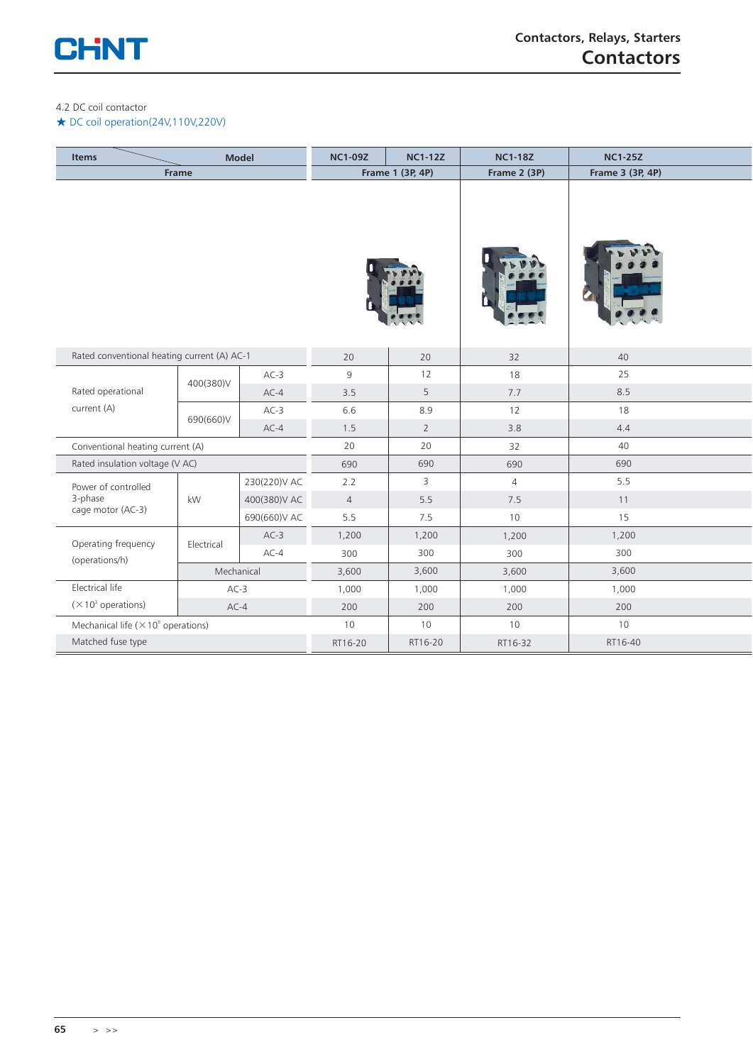4.2 DC coil contactor

★ DC coil operation(24V,110V,220V)

| Items / Model | | | NC1-09Z | NC1-12Z | NC1-18Z | NC1-25Z |
|---|---|---|---|---|---|---|
| Frame | | | Frame 1 (3P, 4P) | | Frame 2 (3P) | Frame 3 (3P, 4P) |
| Rated conventional heating current (A) AC-1 | | | 20 | 20 | 32 | 40 |
| Rated operational current (A) | 400(380)V | AC-3 | 9 | 12 | 18 | 25 |
| | | AC-4 | 3.5 | 5 | 7.7 | 8.5 |
| | 690(660)V | AC-3 | 6.6 | 8.9 | 12 | 18 |
| | | AC-4 | 1.5 | 2 | 3.8 | 4.4 |
| Conventional heating current (A) | | | 20 | 20 | 32 | 40 |
| Rated insulation voltage (V AC) | | | 690 | 690 | 690 | 690 |
| Power of controlled 3-phase cage motor (AC-3) | kW | 230(220)V AC | 2.2 | 3 | 4 | 5.5 |
| | | 400(380)V AC | 4 | 5.5 | 7.5 | 11 |
| | | 690(660)V AC | 5.5 | 7.5 | 10 | 15 |
| Operating frequency (operations/h) | Electrical | AC-3 | 1,200 | 1,200 | 1,200 | 1,200 |
| | | AC-4 | 300 | 300 | 300 | 300 |
| | Mechanical | | 3,600 | 3,600 | 3,600 | 3,600 |
| Electrical life ($\times 10^3$ operations) | AC-3 | | 1,000 | 1,000 | 1,000 | 1,000 |
| | AC-4 | | 200 | 200 | 200 | 200 |
| Mechanical life ($\times 10^6$ operations) | | | 10 | 10 | 10 | 10 |
| Matched fuse type | | | RT16-20 | RT16-20 | RT16-32 | RT16-40 |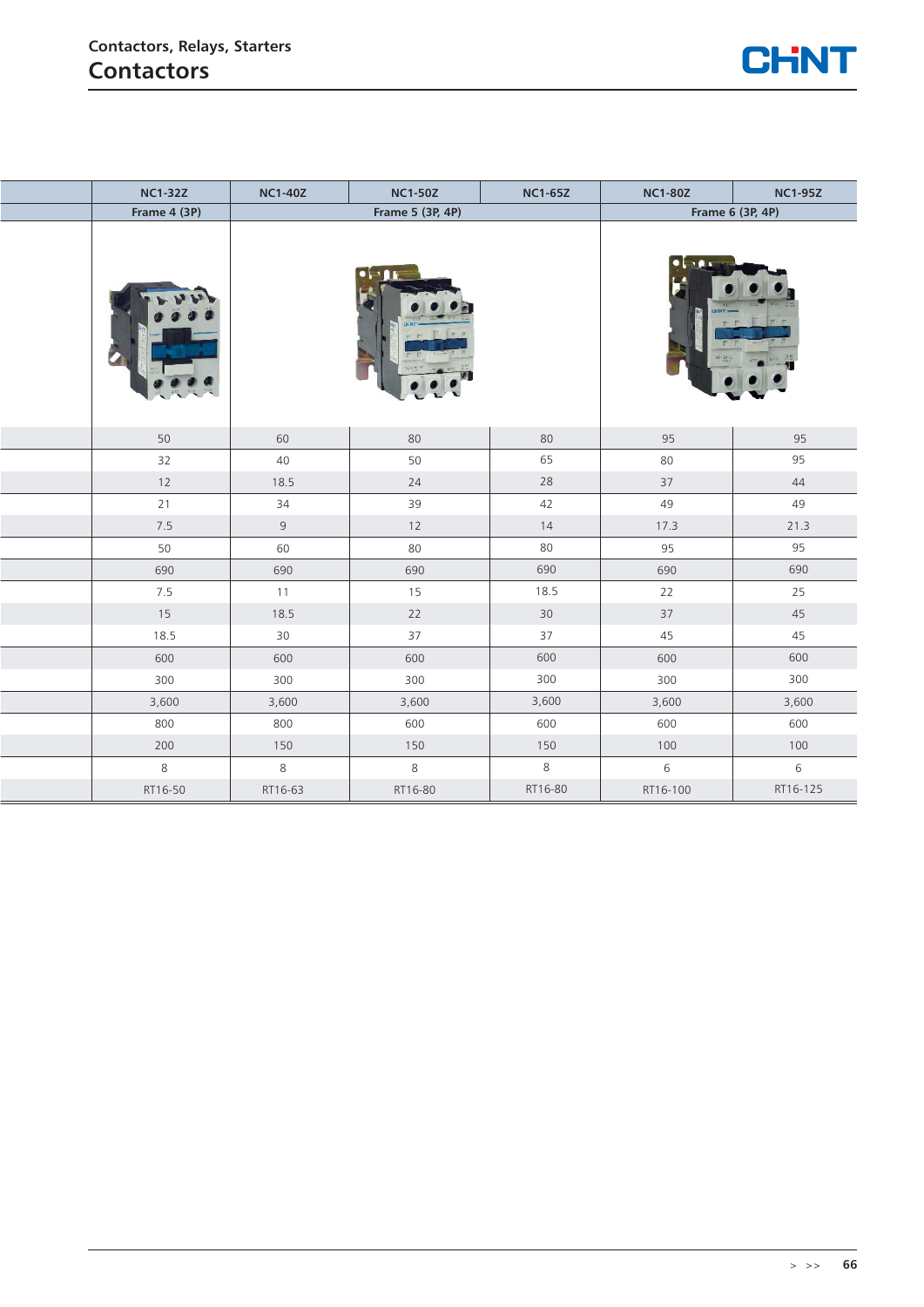## Contactors, Relays, Starters
# Contactors

| | NC1-32Z | NC1-40Z | NC1-50Z | NC1-65Z | NC1-80Z | NC1-95Z |
|---|---|---|---|---|---|---|
| | Frame 4 (3P) | Frame 5 (3P, 4P) | | | Frame 6 (3P, 4P) | |
| | 50 | 60 | 80 | 80 | 95 | 95 |
| | 32 | 40 | 50 | 65 | 80 | 95 |
| | 12 | 18.5 | 24 | 28 | 37 | 44 |
| | 21 | 34 | 39 | 42 | 49 | 49 |
| | 7.5 | 9 | 12 | 14 | 17.3 | 21.3 |
| | 50 | 60 | 80 | 80 | 95 | 95 |
| | 690 | 690 | 690 | 690 | 690 | 690 |
| | 7.5 | 11 | 15 | 18.5 | 22 | 25 |
| | 15 | 18.5 | 22 | 30 | 37 | 45 |
| | 18.5 | 30 | 37 | 37 | 45 | 45 |
| | 600 | 600 | 600 | 600 | 600 | 600 |
| | 300 | 300 | 300 | 300 | 300 | 300 |
| | 3,600 | 3,600 | 3,600 | 3,600 | 3,600 | 3,600 |
| | 800 | 800 | 600 | 600 | 600 | 600 |
| | 200 | 150 | 150 | 150 | 100 | 100 |
| | 8 | 8 | 8 | 8 | 6 | 6 |
| | RT16-50 | RT16-63 | RT16-80 | RT16-80 | RT16-100 | RT16-125 |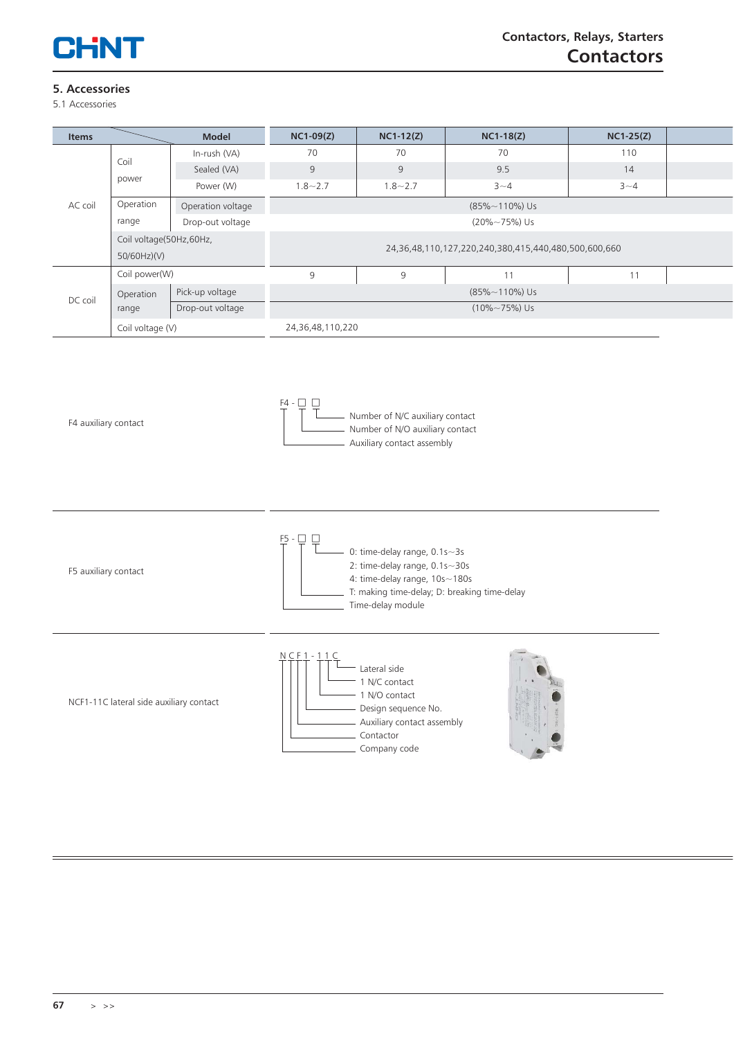## 5. Accessories

5.1 Accessories

| Items | | Model | NC1-09(Z) | NC1-12(Z) | NC1-18(Z) | NC1-25(Z) |
|---|---|---|---|---|---|---|
| AC coil | Coil power | In-rush (VA) | 70 | 70 | 70 | 110 |
| | | Sealed (VA) | 9 | 9 | 9.5 | 14 |
| | | Power (W) | 1.8~2.7 | 1.8~2.7 | 3~4 | 3~4 |
| | Operation range | Operation voltage | (85%~110%) Us | | | |
| | | Drop-out voltage | (20%~75%) Us | | | |
| | Coil voltage(50Hz,60Hz, 50/60Hz)(V) | | 24,36,48,110,127,220,240,380,415,440,480,500,600,660 | | | |
| DC coil | Coil power(W) | | 9 | 9 | 11 | 11 |
| | Operation range | Pick-up voltage | (85%~110%) Us | | | |
| | | Drop-out voltage | (10%~75%) Us | | | |
| | Coil voltage (V) | | 24,36,48,110,220 | | | |

**F4 auxiliary contact**

F4 - □ □

- Number of N/C auxiliary contact
- Number of N/O auxiliary contact
- Auxiliary contact assembly

**F5 auxiliary contact**

F5 - □ □

- 0: time-delay range, 0.1s~3s
- 2: time-delay range, 0.1s~30s
- 4: time-delay range, 10s~180s
- T: making time-delay; D: breaking time-delay
- Time-delay module

**NCF1-11C lateral side auxiliary contact**

N C F 1 - 1 1 C

- Lateral side
- 1 N/C contact
- 1 N/O contact
- Design sequence No.
- Auxiliary contact assembly
- Contactor
- Company code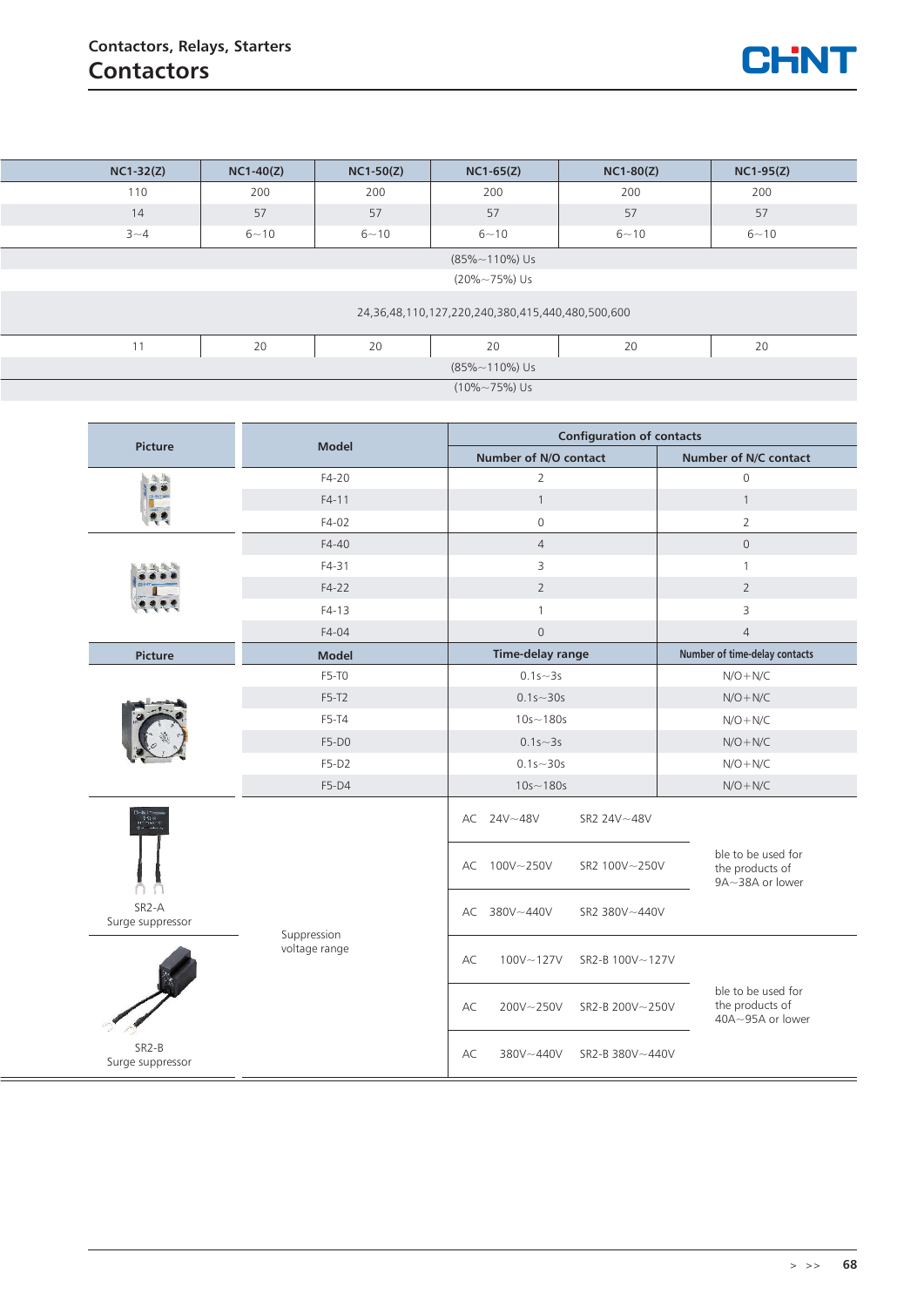| NC1-32(Z) | NC1-40(Z) | NC1-50(Z) | NC1-65(Z) | NC1-80(Z) | NC1-95(Z) |
|---|---|---|---|---|---|
| 110 | 200 | 200 | 200 | 200 | 200 |
| 14 | 57 | 57 | 57 | 57 | 57 |
| 3~4 | 6~10 | 6~10 | 6~10 | 6~10 | 6~10 |
| (85%~110%) Us | | | | | |
| (20%~75%) Us | | | | | |
| 24,36,48,110,127,220,240,380,415,440,480,500,600 | | | | | |
| 11 | 20 | 20 | 20 | 20 | 20 |
| (85%~110%) Us | | | | | |
| (10%~75%) Us | | | | | |

| Picture | Model | Configuration of contacts | |
|---|---|---|---|
| | | Number of N/O contact | Number of N/C contact |
| | F4-20 | 2 | 0 |
| | F4-11 | 1 | 1 |
| | F4-02 | 0 | 2 |
| | F4-40 | 4 | 0 |
| | F4-31 | 3 | 1 |
| | F4-22 | 2 | 2 |
| | F4-13 | 1 | 3 |
| | F4-04 | 0 | 4 |

| Picture | Model | Time-delay range | Number of time-delay contacts |
|---|---|---|---|
| | F5-T0 | 0.1s~3s | N/O+N/C |
| | F5-T2 | 0.1s~30s | N/O+N/C |
| | F5-T4 | 10s~180s | N/O+N/C |
| | F5-D0 | 0.1s~3s | N/O+N/C |
| | F5-D2 | 0.1s~30s | N/O+N/C |
| | F5-D4 | 10s~180s | N/O+N/C |

| Picture | | | |
|---|---|---|---|
| SR2-A Surge suppressor | Suppression voltage range | AC 24V~48V SR2 24V~48V | ble to be used for the products of 9A~38A or lower |
| | | AC 100V~250V SR2 100V~250V | |
| | | AC 380V~440V SR2 380V~440V | |
| SR2-B Surge suppressor | | AC 100V~127V SR2-B 100V~127V | ble to be used for the products of 40A~95A or lower |
| | | AC 200V~250V SR2-B 200V~250V | |
| | | AC 380V~440V SR2-B 380V~440V | |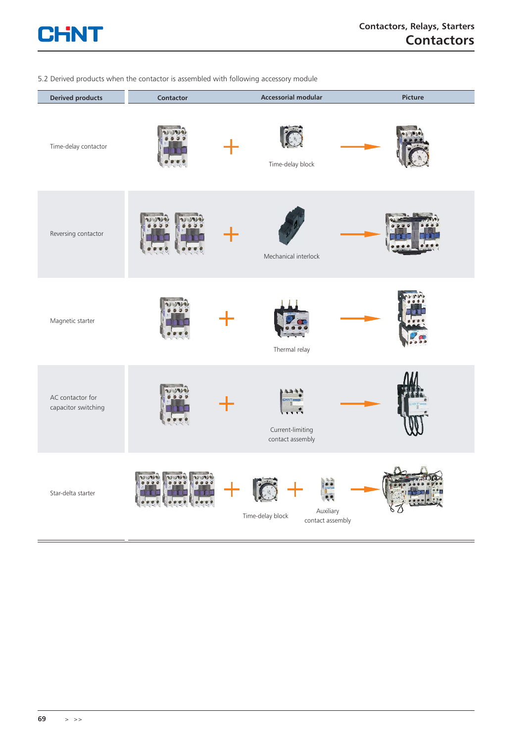5.2 Derived products when the contactor is assembled with following accessory module

| Derived products | Contactor | Accessorial modular | Picture |
| --- | --- | --- | --- |
| Time-delay contactor | + | Time-delay block | → |
| Reversing contactor | + | Mechanical interlock | → |
| Magnetic starter | + | Thermal relay | → |
| AC contactor for capacitor switching | + | Current-limiting contact assembly | → |
| Star-delta starter | + | Time-delay block + Auxiliary contact assembly | → |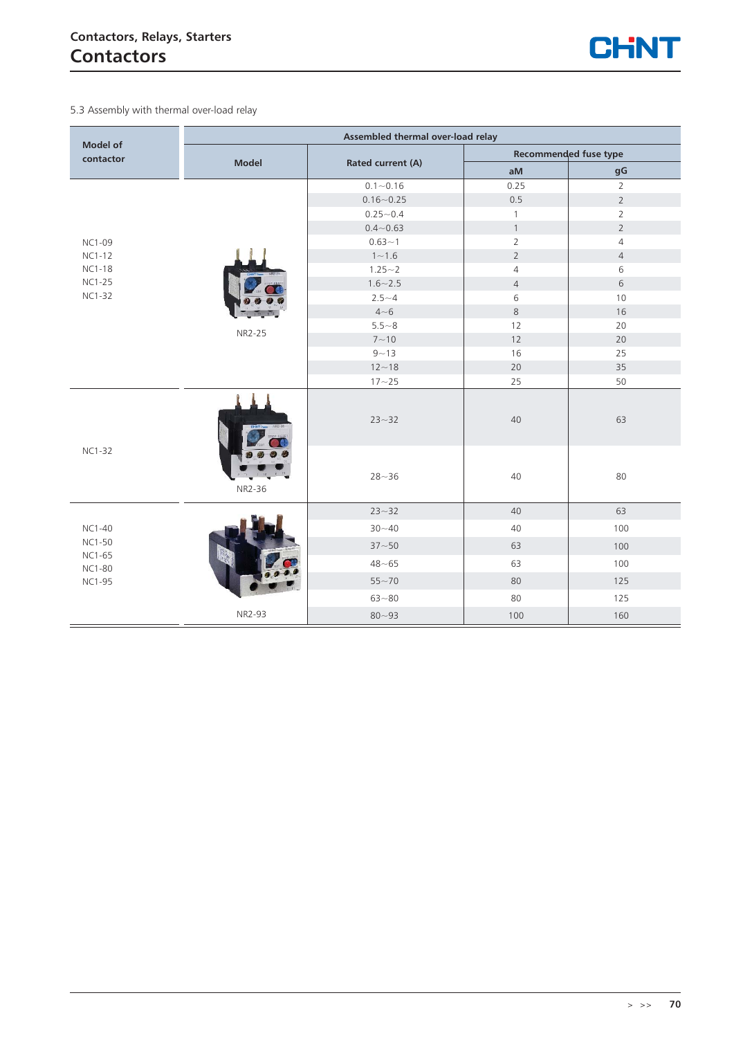5.3 Assembly with thermal over-load relay

| Model of contactor | Assembled thermal over-load relay | | | |
|---|---|---|---|---|
| | Model | Rated current (A) | Recommended fuse type | |
| | | | aM | gG |
| NC1-09<br>NC1-12<br>NC1-18<br>NC1-25<br>NC1-32 | NR2-25 | 0.1~0.16 | 0.25 | 2 |
| | | 0.16~0.25 | 0.5 | 2 |
| | | 0.25~0.4 | 1 | 2 |
| | | 0.4~0.63 | 1 | 2 |
| | | 0.63~1 | 2 | 4 |
| | | 1~1.6 | 2 | 4 |
| | | 1.25~2 | 4 | 6 |
| | | 1.6~2.5 | 4 | 6 |
| | | 2.5~4 | 6 | 10 |
| | | 4~6 | 8 | 16 |
| | | 5.5~8 | 12 | 20 |
| | | 7~10 | 12 | 20 |
| | | 9~13 | 16 | 25 |
| | | 12~18 | 20 | 35 |
| | | 17~25 | 25 | 50 |
| NC1-32 | NR2-36 | 23~32 | 40 | 63 |
| | | 28~36 | 40 | 80 |
| NC1-40<br>NC1-50<br>NC1-65<br>NC1-80<br>NC1-95 | NR2-93 | 23~32 | 40 | 63 |
| | | 30~40 | 40 | 100 |
| | | 37~50 | 63 | 100 |
| | | 48~65 | 63 | 100 |
| | | 55~70 | 80 | 125 |
| | | 63~80 | 80 | 125 |
| | | 80~93 | 100 | 160 |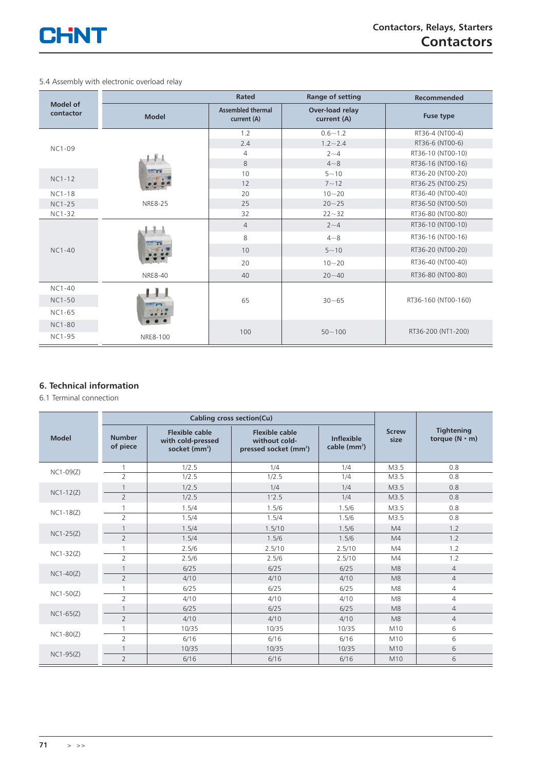5.4 Assembly with electronic overload relay

| Model of contactor | Model | Rated Assembled thermal current (A) | Range of setting Over-load relay current (A) | Recommended Fuse type |
|---|---|---|---|---|
| NC1-09 | NRE8-25 | 1.2 | 0.6～1.2 | RT36-4 (NT00-4) |
| | | 2.4 | 1.2～2.4 | RT36-6 (NT00-6) |
| | | 4 | 2～4 | RT36-10 (NT00-10) |
| | | 8 | 4～8 | RT36-16 (NT00-16) |
| NC1-12 | | 10 | 5～10 | RT36-20 (NT00-20) |
| | | 12 | 7～12 | RT36-25 (NT00-25) |
| NC1-18 | | 20 | 10～20 | RT36-40 (NT00-40) |
| NC1-25 | | 25 | 20～25 | RT36-50 (NT00-50) |
| NC1-32 | | 32 | 22～32 | RT36-80 (NT00-80) |
| NC1-40 | NRE8-40 | 4 | 2～4 | RT36-10 (NT00-10) |
| | | 8 | 4～8 | RT36-16 (NT00-16) |
| | | 10 | 5～10 | RT36-20 (NT00-20) |
| | | 20 | 10～20 | RT36-40 (NT00-40) |
| | | 40 | 20～40 | RT36-80 (NT00-80) |
| NC1-40 | NRE8-100 | 65 | 30～65 | RT36-160 (NT00-160) |
| NC1-50 | | | | |
| NC1-65 | | | | |
| NC1-80 | | 100 | 50～100 | RT36-200 (NT1-200) |
| NC1-95 | | | | |

## 6. Technical information

6.1 Terminal connection

| Model | Cabling cross section(Cu) Number of piece | Flexible cable with cold-pressed socket (mm²) | Flexible cable without cold-pressed socket (mm²) | Inflexible cable (mm²) | Screw size | Tightening torque (N・m) |
|---|---|---|---|---|---|---|
| NC1-09(Z) | 1 | 1/2.5 | 1/4 | 1/4 | M3.5 | 0.8 |
| | 2 | 1/2.5 | 1/2.5 | 1/4 | M3.5 | 0.8 |
| NC1-12(Z) | 1 | 1/2.5 | 1/4 | 1/4 | M3.5 | 0.8 |
| | 2 | 1/2.5 | 1'2.5 | 1/4 | M3.5 | 0.8 |
| NC1-18(Z) | 1 | 1.5/4 | 1.5/6 | 1.5/6 | M3.5 | 0.8 |
| | 2 | 1.5/4 | 1.5/4 | 1.5/6 | M3.5 | 0.8 |
| NC1-25(Z) | 1 | 1.5/4 | 1.5/10 | 1.5/6 | M4 | 1.2 |
| | 2 | 1.5/4 | 1.5/6 | 1.5/6 | M4 | 1.2 |
| NC1-32(Z) | 1 | 2.5/6 | 2.5/10 | 2.5/10 | M4 | 1.2 |
| | 2 | 2.5/6 | 2.5/6 | 2.5/10 | M4 | 1.2 |
| NC1-40(Z) | 1 | 6/25 | 6/25 | 6/25 | M8 | 4 |
| | 2 | 4/10 | 4/10 | 4/10 | M8 | 4 |
| NC1-50(Z) | 1 | 6/25 | 6/25 | 6/25 | M8 | 4 |
| | 2 | 4/10 | 4/10 | 4/10 | M8 | 4 |
| NC1-65(Z) | 1 | 6/25 | 6/25 | 6/25 | M8 | 4 |
| | 2 | 4/10 | 4/10 | 4/10 | M8 | 4 |
| NC1-80(Z) | 1 | 10/35 | 10/35 | 10/35 | M10 | 6 |
| | 2 | 6/16 | 6/16 | 6/16 | M10 | 6 |
| NC1-95(Z) | 1 | 10/35 | 10/35 | 10/35 | M10 | 6 |
| | 2 | 6/16 | 6/16 | 6/16 | M10 | 6 |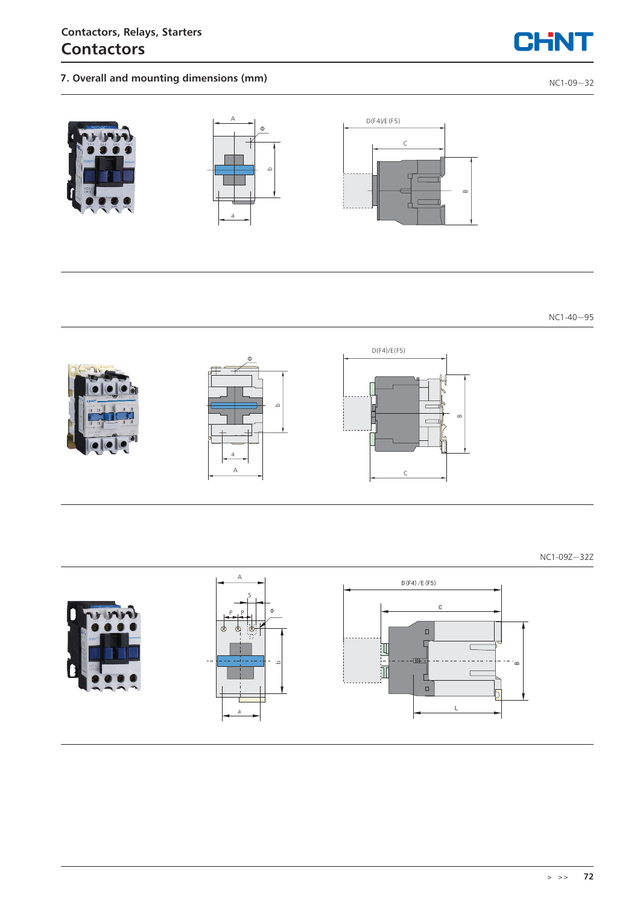## 7. Overall and mounting dimensions (mm)

NC1-09~32

NC1-40~95

NC1-09Z~32Z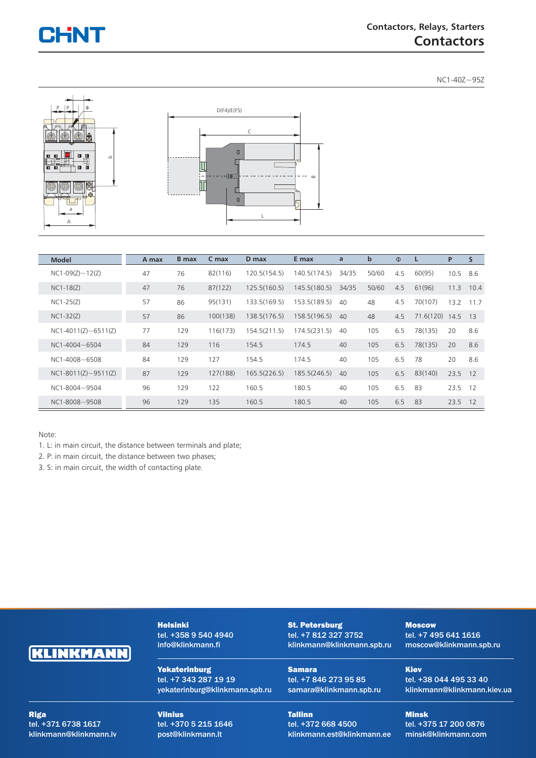NC1-40Z~95Z

P P Φ

b

a

A

D(F4)/E(F5)

C

B

L

| Model | A max | B max | C max | D max | E max | a | b | Φ | L | P | S |
|---|---|---|---|---|---|---|---|---|---|---|---|
| NC1-09(Z)~12(Z) | 47 | 76 | 82(116) | 120.5(154.5) | 140.5(174.5) | 34/35 | 50/60 | 4.5 | 60(95) | 10.5 | 8.6 |
| NC1-18(Z) | 47 | 76 | 87(122) | 125.5(160.5) | 145.5(180.5) | 34/35 | 50/60 | 4.5 | 61(96) | 11.3 | 10.4 |
| NC1-25(Z) | 57 | 86 | 95(131) | 133.5(169.5) | 153.5(189.5) | 40 | 48 | 4.5 | 70(107) | 13.2 | 11.7 |
| NC1-32(Z) | 57 | 86 | 100(138) | 138.5(176.5) | 158.5(196.5) | 40 | 48 | 4.5 | 71.6(120) | 14.5 | 13 |
| NC1-4011(Z)~6511(Z) | 77 | 129 | 116(173) | 154.5(211.5) | 174.5(231.5) | 40 | 105 | 6.5 | 78(135) | 20 | 8.6 |
| NC1-4004~6504 | 84 | 129 | 116 | 154.5 | 174.5 | 40 | 105 | 6.5 | 78(135) | 20 | 8.6 |
| NC1-4008~6508 | 84 | 129 | 127 | 154.5 | 174.5 | 40 | 105 | 6.5 | 78 | 20 | 8.6 |
| NC1-8011(Z)~9511(Z) | 87 | 129 | 127(188) | 165.5(226.5) | 185.5(246.5) | 40 | 105 | 6.5 | 83(140) | 23.5 | 12 |
| NC1-8004~9504 | 96 | 129 | 122 | 160.5 | 180.5 | 40 | 105 | 6.5 | 83 | 23.5 | 12 |
| NC1-8008~9508 | 96 | 129 | 135 | 160.5 | 180.5 | 40 | 105 | 6.5 | 83 | 23.5 | 12 |

Note:

1. L: in main circuit, the distance between terminals and plate;
2. P: in main circuit, the distance between two phases;
3. S: in main circuit, the width of contacting plate.

**KLINKMANN**

**Helsinki**
tel. +358 9 540 4940
info@klinkmann.fi

**St. Petersburg**
tel. +7 812 327 3752
klinkmann@klinkmann.spb.ru

**Moscow**
tel. +7 495 641 1616
moscow@klinkmann.spb.ru

**Yekaterinburg**
tel. +7 343 287 19 19
yekaterinburg@klinkmann.spb.ru

**Samara**
tel. +7 846 273 95 85
samara@klinkmann.spb.ru

**Kiev**
tel. +38 044 495 33 40
klinkmann@klinkmann.kiev.ua

**Riga**
tel. +371 6738 1617
klinkmann@klinkmann.lv

**Vilnius**
tel. +370 5 215 1646
post@klinkmann.lt

**Tallinn**
tel. +372 668 4500
klinkmann.est@klinkmann.ee

**Minsk**
tel. +375 17 200 0876
minsk@klinkmann.com